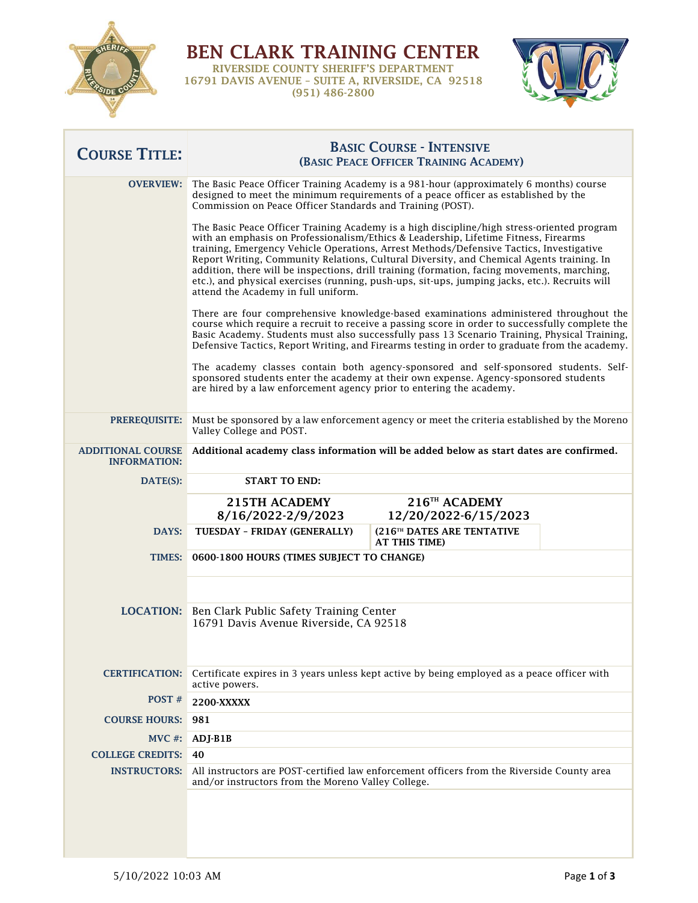# BEN CLARK TRAINING CENTER

**RIVERSIDE COUNTY SHERIFF'S DEPARTMENT**
**16791 DAVIS AVENUE – SUITE A, RIVERSIDE, CA 92518**
**(951) 486-2800**

| **COURSE TITLE:** | **BASIC COURSE - INTENSIVE (BASIC PEACE OFFICER TRAINING ACADEMY)** | |
|---|---|---|
| **OVERVIEW:** | The Basic Peace Officer Training Academy is a 981-hour (approximately 6 months) course designed to meet the minimum requirements of a peace officer as established by the Commission on Peace Officer Standards and Training (POST).<br><br>The Basic Peace Officer Training Academy is a high discipline/high stress-oriented program with an emphasis on Professionalism/Ethics & Leadership, Lifetime Fitness, Firearms training, Emergency Vehicle Operations, Arrest Methods/Defensive Tactics, Investigative Report Writing, Community Relations, Cultural Diversity, and Chemical Agents training. In addition, there will be inspections, drill training (formation, facing movements, marching, etc.), and physical exercises (running, push-ups, sit-ups, jumping jacks, etc.). Recruits will attend the Academy in full uniform.<br><br>There are four comprehensive knowledge-based examinations administered throughout the course which require a recruit to receive a passing score in order to successfully complete the Basic Academy. Students must also successfully pass 13 Scenario Training, Physical Training, Defensive Tactics, Report Writing, and Firearms testing in order to graduate from the academy.<br><br>The academy classes contain both agency-sponsored and self-sponsored students. Self-sponsored students enter the academy at their own expense. Agency-sponsored students are hired by a law enforcement agency prior to entering the academy. | |
| **PREREQUISITE:** | Must be sponsored by a law enforcement agency or meet the criteria established by the Moreno Valley College and POST. | |
| **ADDITIONAL COURSE INFORMATION:** | **Additional academy class information will be added below as start dates are confirmed.** | |
| **DATE(S):** | **START TO END:** | |
| | **215TH ACADEMY 8/16/2022-2/9/2023** | **216TH ACADEMY 12/20/2022-6/15/2023** |
| **DAYS:** | **TUESDAY – FRIDAY (GENERALLY)** | **(216TH DATES ARE TENTATIVE AT THIS TIME)** |
| **TIMES:** | **0600-1800 HOURS (TIMES SUBJECT TO CHANGE)** | |
| **LOCATION:** | Ben Clark Public Safety Training Center<br>16791 Davis Avenue Riverside, CA 92518 | |
| **CERTIFICATION:** | Certificate expires in 3 years unless kept active by being employed as a peace officer with active powers. | |
| **POST #** | **2200-XXXXX** | |
| **COURSE HOURS:** | **981** | |
| **MVC #:** | **ADJ-B1B** | |
| **COLLEGE CREDITS:** | **40** | |
| **INSTRUCTORS:** | All instructors are POST-certified law enforcement officers from the Riverside County area and/or instructors from the Moreno Valley College. | |

5/10/2022 10:03 AM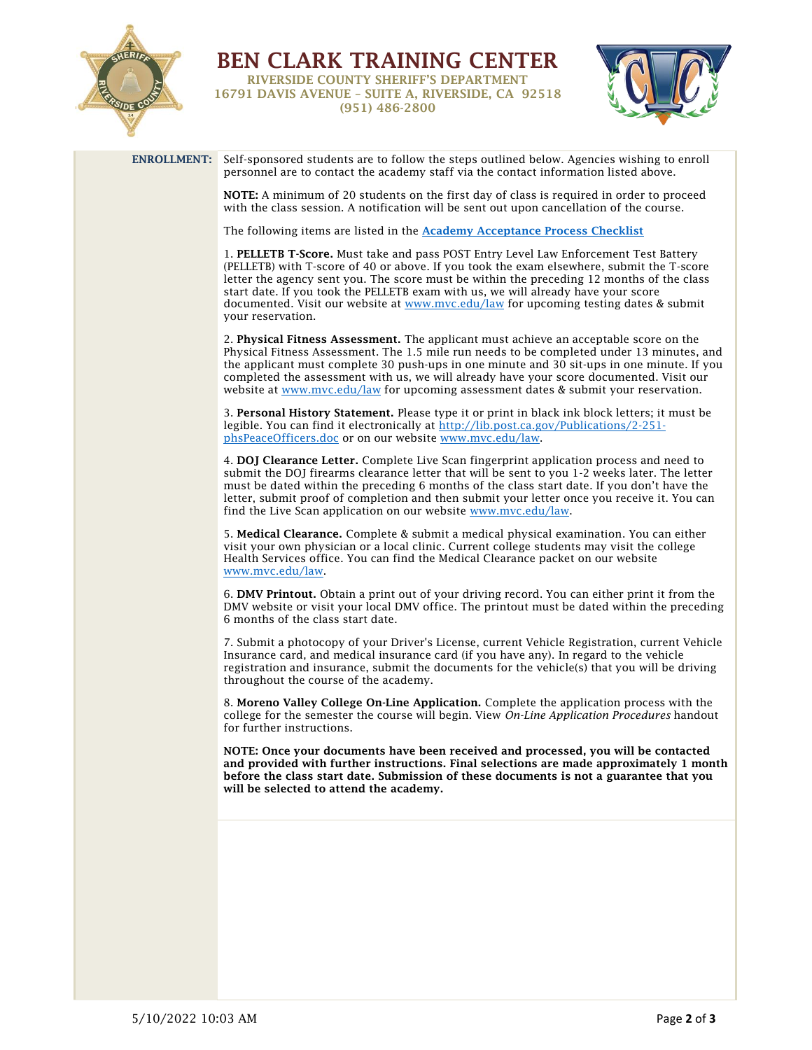# BEN CLARK TRAINING CENTER

**RIVERSIDE COUNTY SHERIFF'S DEPARTMENT**
**16791 DAVIS AVENUE – SUITE A, RIVERSIDE, CA 92518**
**(951) 486-2800**

**ENROLLMENT:** Self-sponsored students are to follow the steps outlined below. Agencies wishing to enroll personnel are to contact the academy staff via the contact information listed above.

**NOTE:** A minimum of 20 students on the first day of class is required in order to proceed with the class session. A notification will be sent out upon cancellation of the course.

The following items are listed in the **Academy Acceptance Process Checklist**

1. **PELLETB T-Score.** Must take and pass POST Entry Level Law Enforcement Test Battery (PELLETB) with T-score of 40 or above. If you took the exam elsewhere, submit the T-score letter the agency sent you. The score must be within the preceding 12 months of the class start date. If you took the PELLETB exam with us, we will already have your score documented. Visit our website at www.mvc.edu/law for upcoming testing dates & submit your reservation.

2. **Physical Fitness Assessment.** The applicant must achieve an acceptable score on the Physical Fitness Assessment. The 1.5 mile run needs to be completed under 13 minutes, and the applicant must complete 30 push-ups in one minute and 30 sit-ups in one minute. If you completed the assessment with us, we will already have your score documented. Visit our website at www.mvc.edu/law for upcoming assessment dates & submit your reservation.

3. **Personal History Statement.** Please type it or print in black ink block letters; it must be legible. You can find it electronically at http://lib.post.ca.gov/Publications/2-251-phsPeaceOfficers.doc or on our website www.mvc.edu/law.

4. **DOJ Clearance Letter.** Complete Live Scan fingerprint application process and need to submit the DOJ firearms clearance letter that will be sent to you 1-2 weeks later. The letter must be dated within the preceding 6 months of the class start date. If you don't have the letter, submit proof of completion and then submit your letter once you receive it. You can find the Live Scan application on our website www.mvc.edu/law.

5. **Medical Clearance.** Complete & submit a medical physical examination. You can either visit your own physician or a local clinic. Current college students may visit the college Health Services office. You can find the Medical Clearance packet on our website www.mvc.edu/law.

6. **DMV Printout.** Obtain a print out of your driving record. You can either print it from the DMV website or visit your local DMV office. The printout must be dated within the preceding 6 months of the class start date.

7. Submit a photocopy of your Driver's License, current Vehicle Registration, current Vehicle Insurance card, and medical insurance card (if you have any). In regard to the vehicle registration and insurance, submit the documents for the vehicle(s) that you will be driving throughout the course of the academy.

8. **Moreno Valley College On-Line Application.** Complete the application process with the college for the semester the course will begin. View *On-Line Application Procedures* handout for further instructions.

**NOTE: Once your documents have been received and processed, you will be contacted and provided with further instructions. Final selections are made approximately 1 month before the class start date. Submission of these documents is not a guarantee that you will be selected to attend the academy.**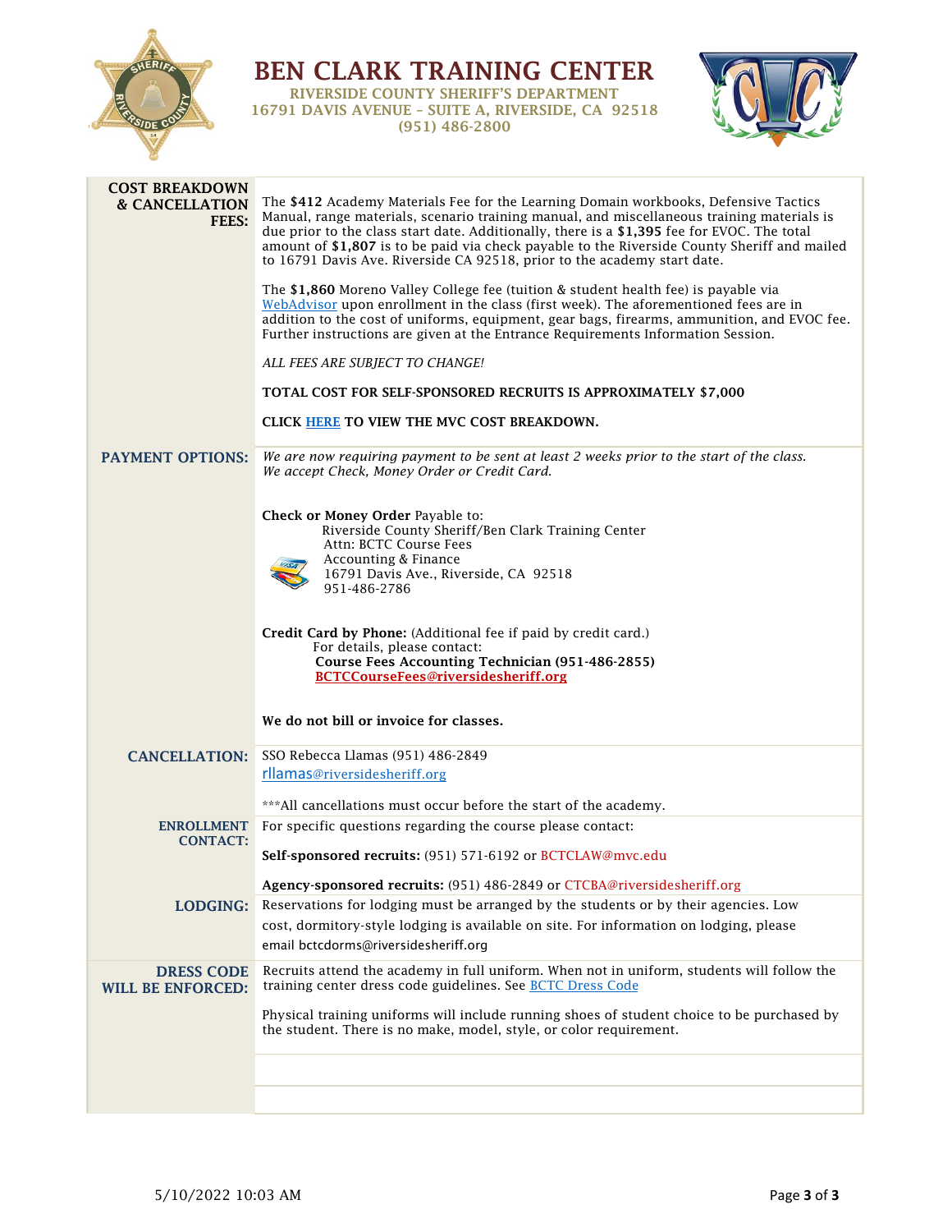# BEN CLARK TRAINING CENTER

RIVERSIDE COUNTY SHERIFF'S DEPARTMENT
16791 DAVIS AVENUE – SUITE A, RIVERSIDE, CA 92518
(951) 486-2800

| | |
|---|---|
| **COST BREAKDOWN & CANCELLATION FEES:** | The **$412** Academy Materials Fee for the Learning Domain workbooks, Defensive Tactics Manual, range materials, scenario training manual, and miscellaneous training materials is due prior to the class start date. Additionally, there is a **$1,395** fee for EVOC. The total amount of **$1,807** is to be paid via check payable to the Riverside County Sheriff and mailed to 16791 Davis Ave. Riverside CA 92518, prior to the academy start date.<br><br>The **$1,860** Moreno Valley College fee (tuition & student health fee) is payable via WebAdvisor upon enrollment in the class (first week). The aforementioned fees are in addition to the cost of uniforms, equipment, gear bags, firearms, ammunition, and EVOC fee. Further instructions are given at the Entrance Requirements Information Session.<br><br>*ALL FEES ARE SUBJECT TO CHANGE!*<br><br>**TOTAL COST FOR SELF-SPONSORED RECRUITS IS APPROXIMATELY $7,000**<br><br>**CLICK HERE TO VIEW THE MVC COST BREAKDOWN.** |
| **PAYMENT OPTIONS:** | *We are now requiring payment to be sent at least 2 weeks prior to the start of the class. We accept Check, Money Order or Credit Card.*<br><br>**Check or Money Order** Payable to:<br>Riverside County Sheriff/Ben Clark Training Center<br>Attn: BCTC Course Fees<br>Accounting & Finance<br>16791 Davis Ave., Riverside, CA 92518<br>951-486-2786<br><br>**Credit Card by Phone:** (Additional fee if paid by credit card.)<br>For details, please contact:<br>**Course Fees Accounting Technician (951-486-2855)**<br>**BCTCCourseFees@riversidesheriff.org**<br><br>**We do not bill or invoice for classes.** |
| **CANCELLATION:** | SSO Rebecca Llamas (951) 486-2849<br>rllamas@riversidesheriff.org<br><br>***All cancellations must occur before the start of the academy. |
| **ENROLLMENT CONTACT:** | For specific questions regarding the course please contact:<br><br>**Self-sponsored recruits:** (951) 571-6192 or BCTCLAW@mvc.edu<br><br>**Agency-sponsored recruits:** (951) 486-2849 or CTCBA@riversidesheriff.org |
| **LODGING:** | Reservations for lodging must be arranged by the students or by their agencies. Low cost, dormitory-style lodging is available on site. For information on lodging, please email bctcdorms@riversidesheriff.org |
| **DRESS CODE WILL BE ENFORCED:** | Recruits attend the academy in full uniform. When not in uniform, students will follow the training center dress code guidelines. See BCTC Dress Code<br><br>Physical training uniforms will include running shoes of student choice to be purchased by the student. There is no make, model, style, or color requirement. |

5/10/2022 10:03 AM